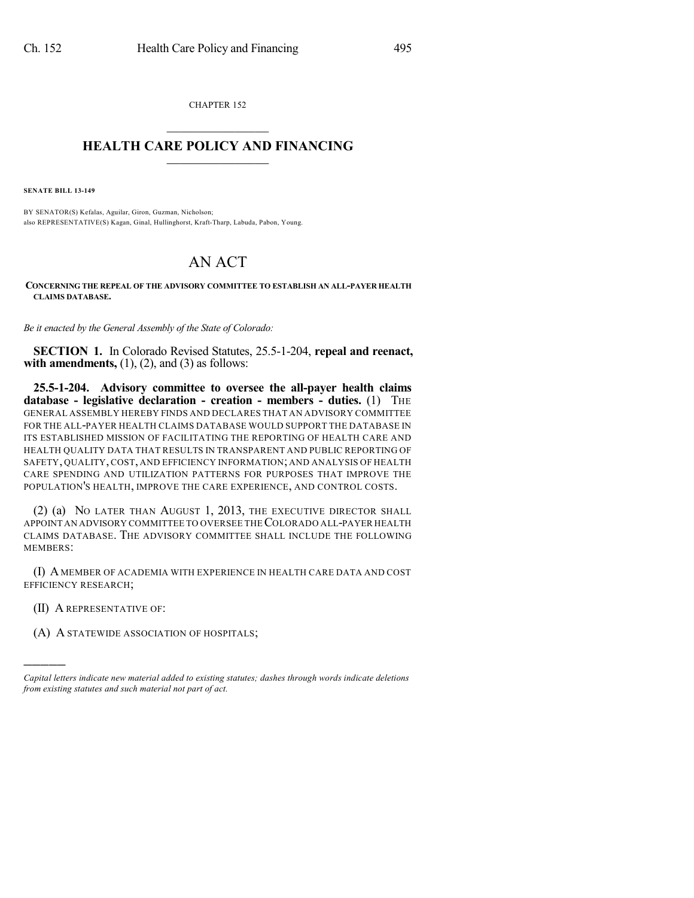CHAPTER 152

# HEALTH CARE POLICY AND FINANCING

**SENATE BILL 13-149**

BY SENATOR(S) Kefalas, Aguilar, Giron, Guzman, Nicholson;
also REPRESENTATIVE(S) Kagan, Ginal, Hullinghorst, Kraft-Tharp, Labuda, Pabon, Young.

# AN ACT

**CONCERNING THE REPEAL OF THE ADVISORY COMMITTEE TO ESTABLISH AN ALL-PAYER HEALTH CLAIMS DATABASE.**

*Be it enacted by the General Assembly of the State of Colorado:*

**SECTION 1.** In Colorado Revised Statutes, 25.5-1-204, **repeal and reenact, with amendments,** (1), (2), and (3) as follows:

**25.5-1-204. Advisory committee to oversee the all-payer health claims database - legislative declaration - creation - members - duties.** (1) THE GENERAL ASSEMBLY HEREBY FINDS AND DECLARES THAT AN ADVISORY COMMITTEE FOR THE ALL-PAYER HEALTH CLAIMS DATABASE WOULD SUPPORT THE DATABASE IN ITS ESTABLISHED MISSION OF FACILITATING THE REPORTING OF HEALTH CARE AND HEALTH QUALITY DATA THAT RESULTS IN TRANSPARENT AND PUBLIC REPORTING OF SAFETY, QUALITY, COST, AND EFFICIENCY INFORMATION; AND ANALYSIS OF HEALTH CARE SPENDING AND UTILIZATION PATTERNS FOR PURPOSES THAT IMPROVE THE POPULATION'S HEALTH, IMPROVE THE CARE EXPERIENCE, AND CONTROL COSTS.

(2) (a) NO LATER THAN AUGUST 1, 2013, THE EXECUTIVE DIRECTOR SHALL APPOINT AN ADVISORY COMMITTEE TO OVERSEE THE COLORADO ALL-PAYER HEALTH CLAIMS DATABASE. THE ADVISORY COMMITTEE SHALL INCLUDE THE FOLLOWING MEMBERS:

(I) A MEMBER OF ACADEMIA WITH EXPERIENCE IN HEALTH CARE DATA AND COST EFFICIENCY RESEARCH;

(II) A REPRESENTATIVE OF:

(A) A STATEWIDE ASSOCIATION OF HOSPITALS;

---

*Capital letters indicate new material added to existing statutes; dashes through words indicate deletions from existing statutes and such material not part of act.*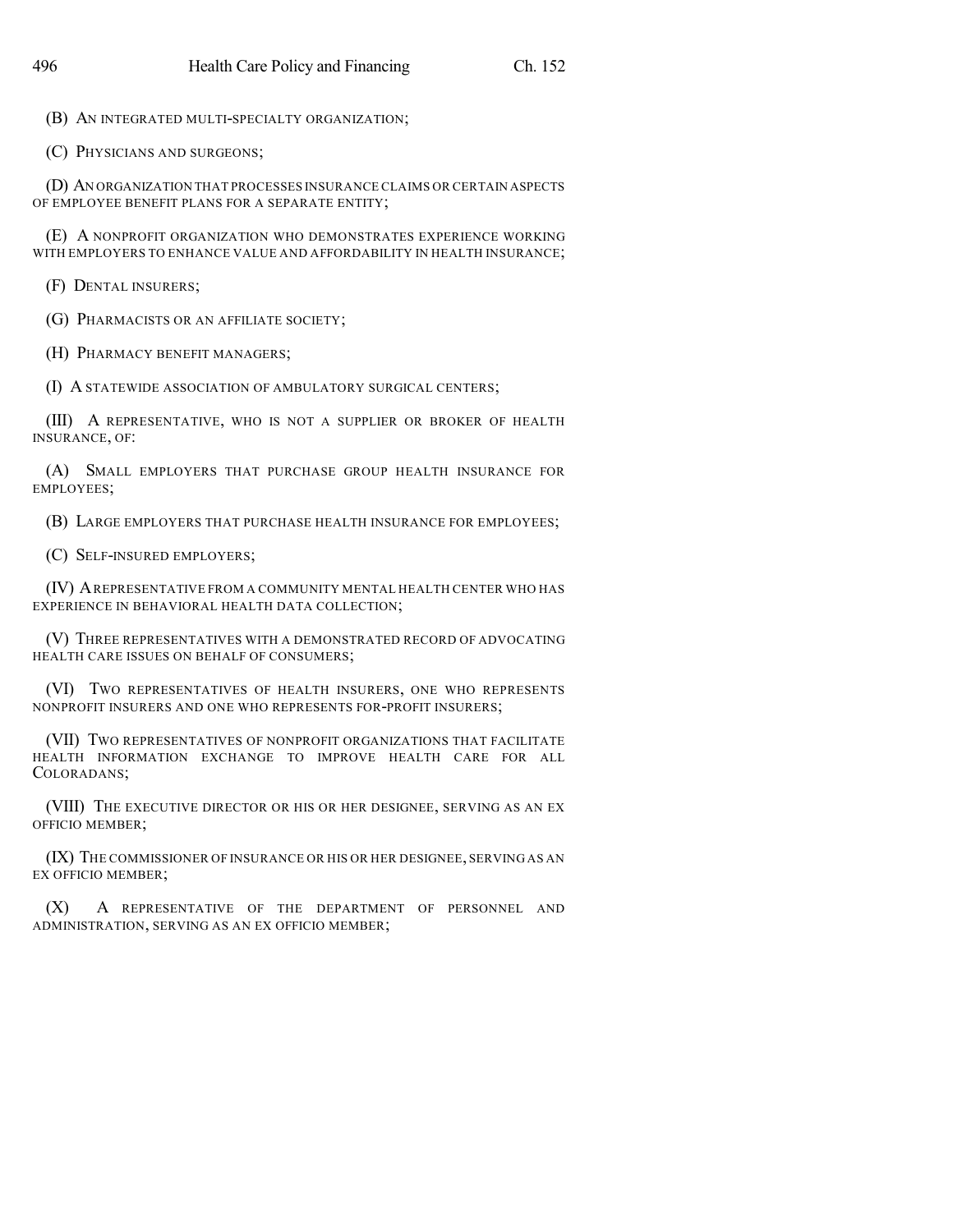(B) AN INTEGRATED MULTI-SPECIALTY ORGANIZATION;

(C) PHYSICIANS AND SURGEONS;

(D) AN ORGANIZATION THAT PROCESSES INSURANCE CLAIMS OR CERTAIN ASPECTS OF EMPLOYEE BENEFIT PLANS FOR A SEPARATE ENTITY;

(E) A NONPROFIT ORGANIZATION WHO DEMONSTRATES EXPERIENCE WORKING WITH EMPLOYERS TO ENHANCE VALUE AND AFFORDABILITY IN HEALTH INSURANCE;

(F) DENTAL INSURERS;

(G) PHARMACISTS OR AN AFFILIATE SOCIETY;

(H) PHARMACY BENEFIT MANAGERS;

(I) A STATEWIDE ASSOCIATION OF AMBULATORY SURGICAL CENTERS;

(III) A REPRESENTATIVE, WHO IS NOT A SUPPLIER OR BROKER OF HEALTH INSURANCE, OF:

(A) SMALL EMPLOYERS THAT PURCHASE GROUP HEALTH INSURANCE FOR EMPLOYEES;

(B) LARGE EMPLOYERS THAT PURCHASE HEALTH INSURANCE FOR EMPLOYEES;

(C) SELF-INSURED EMPLOYERS;

(IV) A REPRESENTATIVE FROM A COMMUNITY MENTAL HEALTH CENTER WHO HAS EXPERIENCE IN BEHAVIORAL HEALTH DATA COLLECTION;

(V) THREE REPRESENTATIVES WITH A DEMONSTRATED RECORD OF ADVOCATING HEALTH CARE ISSUES ON BEHALF OF CONSUMERS;

(VI) TWO REPRESENTATIVES OF HEALTH INSURERS, ONE WHO REPRESENTS NONPROFIT INSURERS AND ONE WHO REPRESENTS FOR-PROFIT INSURERS;

(VII) TWO REPRESENTATIVES OF NONPROFIT ORGANIZATIONS THAT FACILITATE HEALTH INFORMATION EXCHANGE TO IMPROVE HEALTH CARE FOR ALL COLORADANS;

(VIII) THE EXECUTIVE DIRECTOR OR HIS OR HER DESIGNEE, SERVING AS AN EX OFFICIO MEMBER;

(IX) THE COMMISSIONER OF INSURANCE OR HIS OR HER DESIGNEE, SERVING AS AN EX OFFICIO MEMBER;

(X) A REPRESENTATIVE OF THE DEPARTMENT OF PERSONNEL AND ADMINISTRATION, SERVING AS AN EX OFFICIO MEMBER;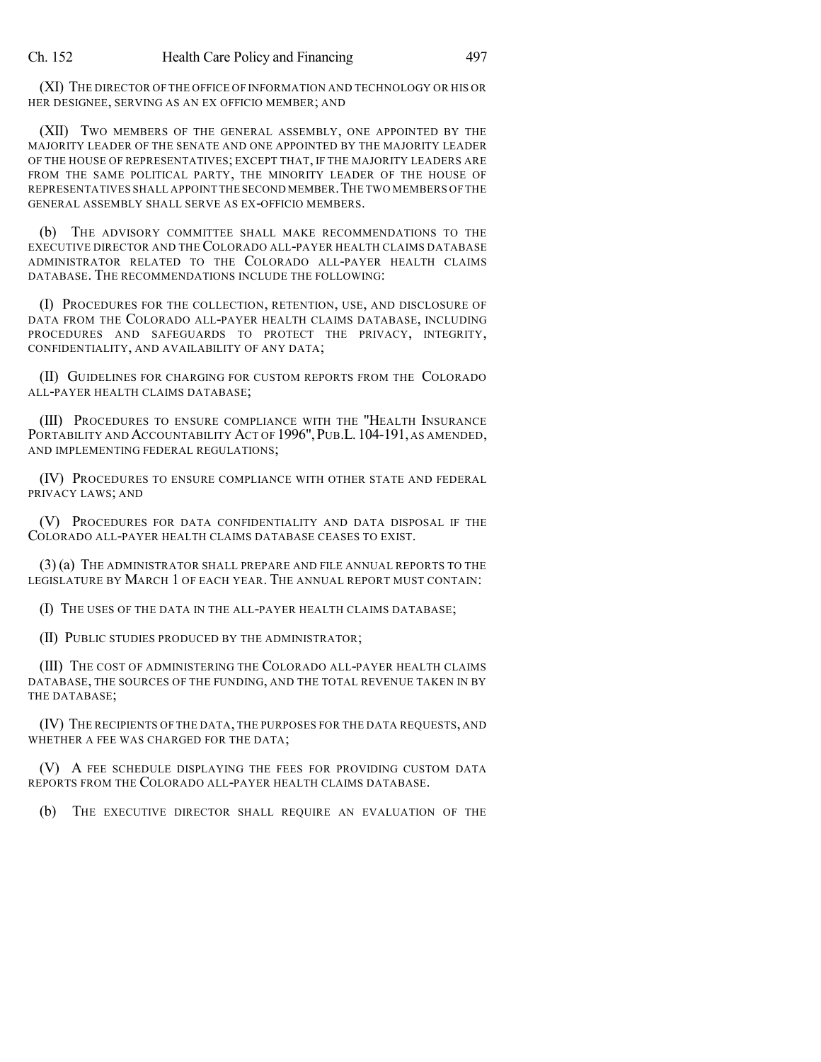(XI) THE DIRECTOR OF THE OFFICE OF INFORMATION AND TECHNOLOGY OR HIS OR HER DESIGNEE, SERVING AS AN EX OFFICIO MEMBER; AND

(XII) TWO MEMBERS OF THE GENERAL ASSEMBLY, ONE APPOINTED BY THE MAJORITY LEADER OF THE SENATE AND ONE APPOINTED BY THE MAJORITY LEADER OF THE HOUSE OF REPRESENTATIVES; EXCEPT THAT, IF THE MAJORITY LEADERS ARE FROM THE SAME POLITICAL PARTY, THE MINORITY LEADER OF THE HOUSE OF REPRESENTATIVES SHALL APPOINT THE SECOND MEMBER. THE TWO MEMBERS OF THE GENERAL ASSEMBLY SHALL SERVE AS EX-OFFICIO MEMBERS.

(b) THE ADVISORY COMMITTEE SHALL MAKE RECOMMENDATIONS TO THE EXECUTIVE DIRECTOR AND THE COLORADO ALL-PAYER HEALTH CLAIMS DATABASE ADMINISTRATOR RELATED TO THE COLORADO ALL-PAYER HEALTH CLAIMS DATABASE. THE RECOMMENDATIONS INCLUDE THE FOLLOWING:

(I) PROCEDURES FOR THE COLLECTION, RETENTION, USE, AND DISCLOSURE OF DATA FROM THE COLORADO ALL-PAYER HEALTH CLAIMS DATABASE, INCLUDING PROCEDURES AND SAFEGUARDS TO PROTECT THE PRIVACY, INTEGRITY, CONFIDENTIALITY, AND AVAILABILITY OF ANY DATA;

(II) GUIDELINES FOR CHARGING FOR CUSTOM REPORTS FROM THE COLORADO ALL-PAYER HEALTH CLAIMS DATABASE;

(III) PROCEDURES TO ENSURE COMPLIANCE WITH THE "HEALTH INSURANCE PORTABILITY AND ACCOUNTABILITY ACT OF 1996", PUB.L. 104-191, AS AMENDED, AND IMPLEMENTING FEDERAL REGULATIONS;

(IV) PROCEDURES TO ENSURE COMPLIANCE WITH OTHER STATE AND FEDERAL PRIVACY LAWS; AND

(V) PROCEDURES FOR DATA CONFIDENTIALITY AND DATA DISPOSAL IF THE COLORADO ALL-PAYER HEALTH CLAIMS DATABASE CEASES TO EXIST.

(3) (a) THE ADMINISTRATOR SHALL PREPARE AND FILE ANNUAL REPORTS TO THE LEGISLATURE BY MARCH 1 OF EACH YEAR. THE ANNUAL REPORT MUST CONTAIN:

(I) THE USES OF THE DATA IN THE ALL-PAYER HEALTH CLAIMS DATABASE;

(II) PUBLIC STUDIES PRODUCED BY THE ADMINISTRATOR;

(III) THE COST OF ADMINISTERING THE COLORADO ALL-PAYER HEALTH CLAIMS DATABASE, THE SOURCES OF THE FUNDING, AND THE TOTAL REVENUE TAKEN IN BY THE DATABASE;

(IV) THE RECIPIENTS OF THE DATA, THE PURPOSES FOR THE DATA REQUESTS, AND WHETHER A FEE WAS CHARGED FOR THE DATA;

(V) A FEE SCHEDULE DISPLAYING THE FEES FOR PROVIDING CUSTOM DATA REPORTS FROM THE COLORADO ALL-PAYER HEALTH CLAIMS DATABASE.

(b) THE EXECUTIVE DIRECTOR SHALL REQUIRE AN EVALUATION OF THE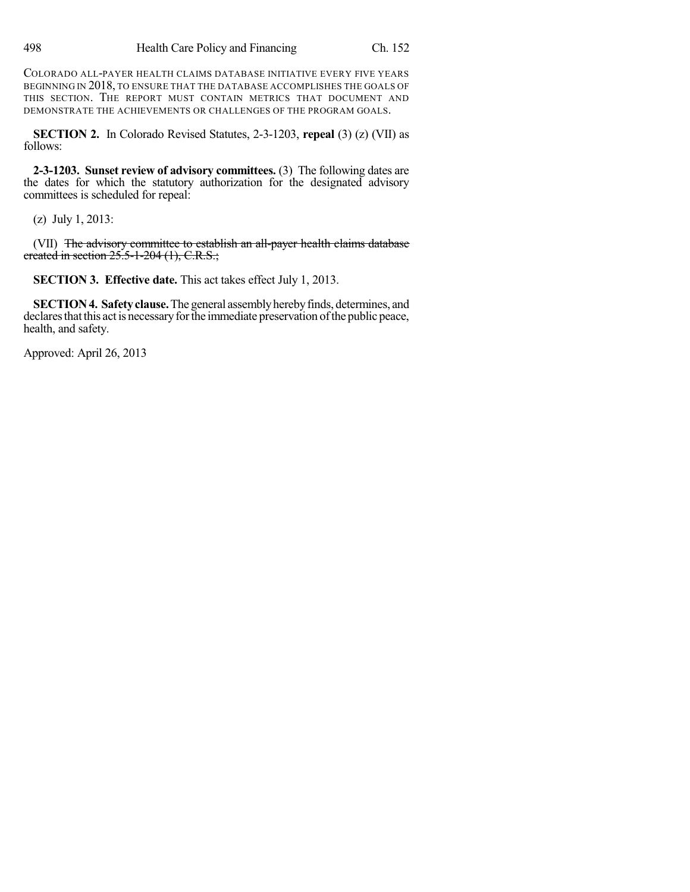COLORADO ALL-PAYER HEALTH CLAIMS DATABASE INITIATIVE EVERY FIVE YEARS BEGINNING IN 2018, TO ENSURE THAT THE DATABASE ACCOMPLISHES THE GOALS OF THIS SECTION. THE REPORT MUST CONTAIN METRICS THAT DOCUMENT AND DEMONSTRATE THE ACHIEVEMENTS OR CHALLENGES OF THE PROGRAM GOALS.

**SECTION 2.** In Colorado Revised Statutes, 2-3-1203, **repeal** (3) (z) (VII) as follows:

**2-3-1203. Sunset review of advisory committees.** (3) The following dates are the dates for which the statutory authorization for the designated advisory committees is scheduled for repeal:

(z) July 1, 2013:

(VII) ~~The advisory committee to establish an all-payer health claims database created in section 25.5-1-204 (1), C.R.S.;~~

**SECTION 3. Effective date.** This act takes effect July 1, 2013.

**SECTION 4. Safety clause.** The general assembly hereby finds, determines, and declares that this act is necessary for the immediate preservation of the public peace, health, and safety.

Approved: April 26, 2013